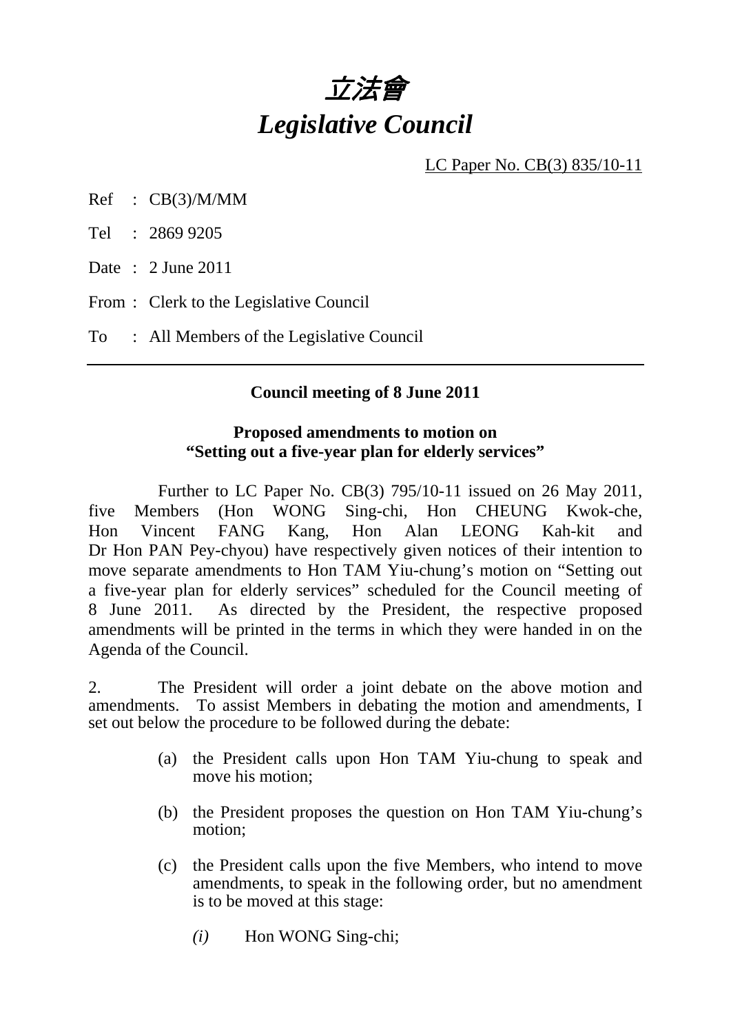# *立法會*
# *Legislative Council*

LC Paper No. CB(3) 835/10-11

Ref : CB(3)/M/MM

Tel : 2869 9205

Date : 2 June 2011

From : Clerk to the Legislative Council

To : All Members of the Legislative Council

---

**Council meeting of 8 June 2011**

**Proposed amendments to motion on**
**"Setting out a five-year plan for elderly services"**

Further to LC Paper No. CB(3) 795/10-11 issued on 26 May 2011, five Members (Hon WONG Sing-chi, Hon CHEUNG Kwok-che, Hon Vincent FANG Kang, Hon Alan LEONG Kah-kit and Dr Hon PAN Pey-chyou) have respectively given notices of their intention to move separate amendments to Hon TAM Yiu-chung's motion on "Setting out a five-year plan for elderly services" scheduled for the Council meeting of 8 June 2011. As directed by the President, the respective proposed amendments will be printed in the terms in which they were handed in on the Agenda of the Council.

2. The President will order a joint debate on the above motion and amendments. To assist Members in debating the motion and amendments, I set out below the procedure to be followed during the debate:

(a) the President calls upon Hon TAM Yiu-chung to speak and move his motion;

(b) the President proposes the question on Hon TAM Yiu-chung's motion;

(c) the President calls upon the five Members, who intend to move amendments, to speak in the following order, but no amendment is to be moved at this stage:

*(i)* Hon WONG Sing-chi;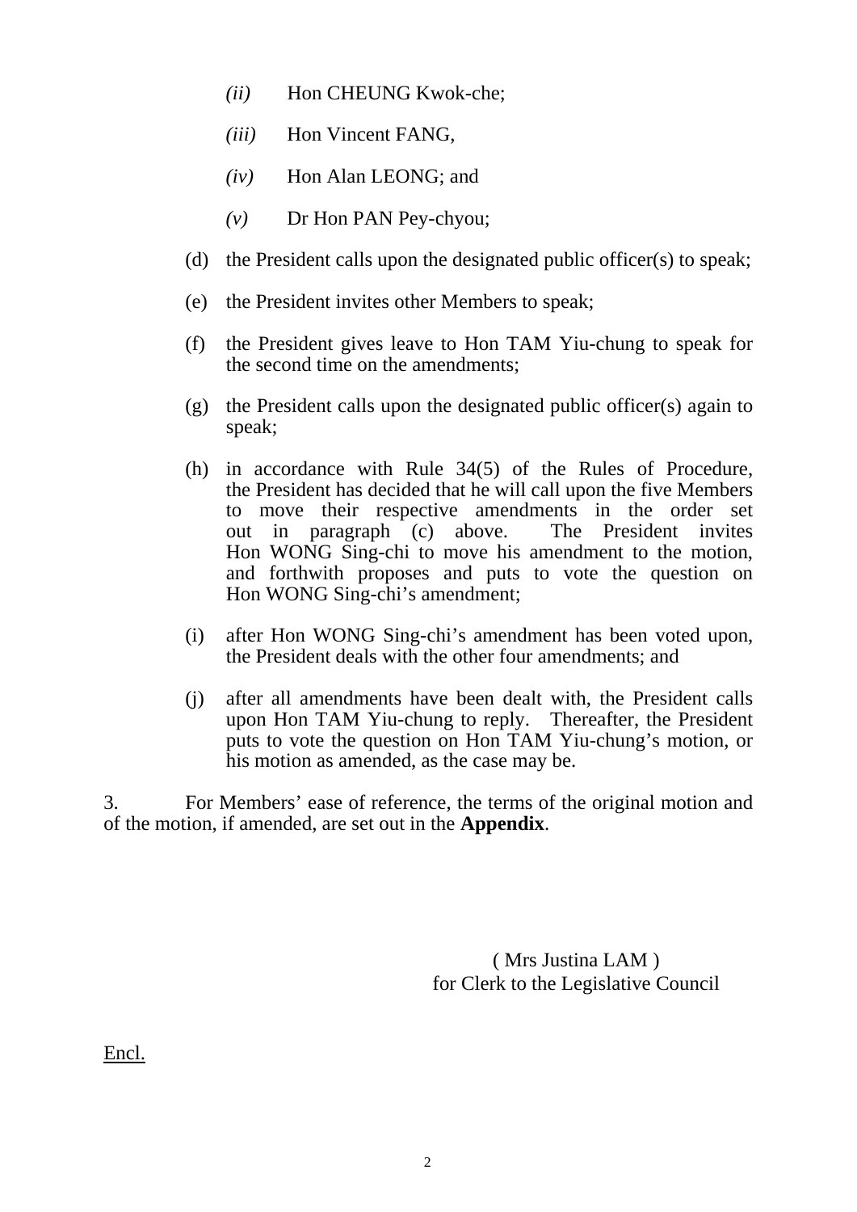*(ii)* Hon CHEUNG Kwok-che;

*(iii)* Hon Vincent FANG,

*(iv)* Hon Alan LEONG; and

*(v)* Dr Hon PAN Pey-chyou;

(d) the President calls upon the designated public officer(s) to speak;

(e) the President invites other Members to speak;

(f) the President gives leave to Hon TAM Yiu-chung to speak for the second time on the amendments;

(g) the President calls upon the designated public officer(s) again to speak;

(h) in accordance with Rule 34(5) of the Rules of Procedure, the President has decided that he will call upon the five Members to move their respective amendments in the order set out in paragraph (c) above. The President invites Hon WONG Sing-chi to move his amendment to the motion, and forthwith proposes and puts to vote the question on Hon WONG Sing-chi's amendment;

(i) after Hon WONG Sing-chi's amendment has been voted upon, the President deals with the other four amendments; and

(j) after all amendments have been dealt with, the President calls upon Hon TAM Yiu-chung to reply. Thereafter, the President puts to vote the question on Hon TAM Yiu-chung's motion, or his motion as amended, as the case may be.

3. For Members' ease of reference, the terms of the original motion and of the motion, if amended, are set out in the **Appendix**.

( Mrs Justina LAM )
for Clerk to the Legislative Council

Encl.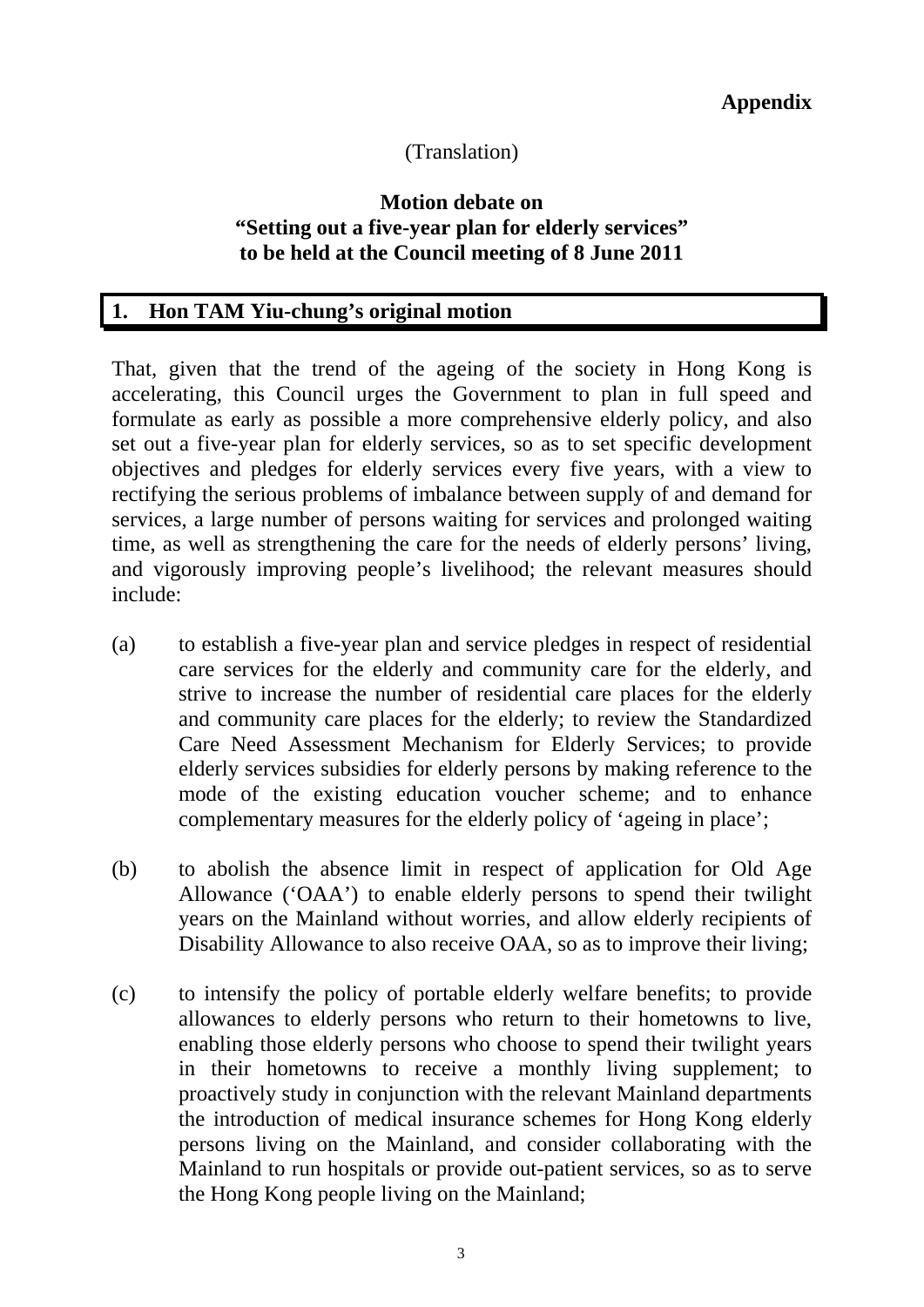**Appendix**

(Translation)

**Motion debate on**
**"Setting out a five-year plan for elderly services"**
**to be held at the Council meeting of 8 June 2011**

## 1. Hon TAM Yiu-chung's original motion

That, given that the trend of the ageing of the society in Hong Kong is accelerating, this Council urges the Government to plan in full speed and formulate as early as possible a more comprehensive elderly policy, and also set out a five-year plan for elderly services, so as to set specific development objectives and pledges for elderly services every five years, with a view to rectifying the serious problems of imbalance between supply of and demand for services, a large number of persons waiting for services and prolonged waiting time, as well as strengthening the care for the needs of elderly persons' living, and vigorously improving people's livelihood; the relevant measures should include:

(a) to establish a five-year plan and service pledges in respect of residential care services for the elderly and community care for the elderly, and strive to increase the number of residential care places for the elderly and community care places for the elderly; to review the Standardized Care Need Assessment Mechanism for Elderly Services; to provide elderly services subsidies for elderly persons by making reference to the mode of the existing education voucher scheme; and to enhance complementary measures for the elderly policy of 'ageing in place';

(b) to abolish the absence limit in respect of application for Old Age Allowance ('OAA') to enable elderly persons to spend their twilight years on the Mainland without worries, and allow elderly recipients of Disability Allowance to also receive OAA, so as to improve their living;

(c) to intensify the policy of portable elderly welfare benefits; to provide allowances to elderly persons who return to their hometowns to live, enabling those elderly persons who choose to spend their twilight years in their hometowns to receive a monthly living supplement; to proactively study in conjunction with the relevant Mainland departments the introduction of medical insurance schemes for Hong Kong elderly persons living on the Mainland, and consider collaborating with the Mainland to run hospitals or provide out-patient services, so as to serve the Hong Kong people living on the Mainland;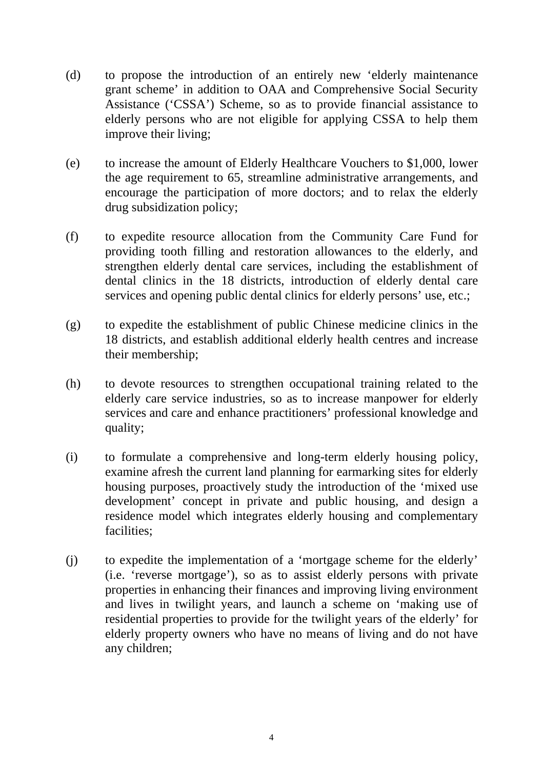(d) to propose the introduction of an entirely new 'elderly maintenance grant scheme' in addition to OAA and Comprehensive Social Security Assistance ('CSSA') Scheme, so as to provide financial assistance to elderly persons who are not eligible for applying CSSA to help them improve their living;

(e) to increase the amount of Elderly Healthcare Vouchers to $1,000, lower the age requirement to 65, streamline administrative arrangements, and encourage the participation of more doctors; and to relax the elderly drug subsidization policy;

(f) to expedite resource allocation from the Community Care Fund for providing tooth filling and restoration allowances to the elderly, and strengthen elderly dental care services, including the establishment of dental clinics in the 18 districts, introduction of elderly dental care services and opening public dental clinics for elderly persons' use, etc.;

(g) to expedite the establishment of public Chinese medicine clinics in the 18 districts, and establish additional elderly health centres and increase their membership;

(h) to devote resources to strengthen occupational training related to the elderly care service industries, so as to increase manpower for elderly services and care and enhance practitioners' professional knowledge and quality;

(i) to formulate a comprehensive and long-term elderly housing policy, examine afresh the current land planning for earmarking sites for elderly housing purposes, proactively study the introduction of the 'mixed use development' concept in private and public housing, and design a residence model which integrates elderly housing and complementary facilities;

(j) to expedite the implementation of a 'mortgage scheme for the elderly' (i.e. 'reverse mortgage'), so as to assist elderly persons with private properties in enhancing their finances and improving living environment and lives in twilight years, and launch a scheme on 'making use of residential properties to provide for the twilight years of the elderly' for elderly property owners who have no means of living and do not have any children;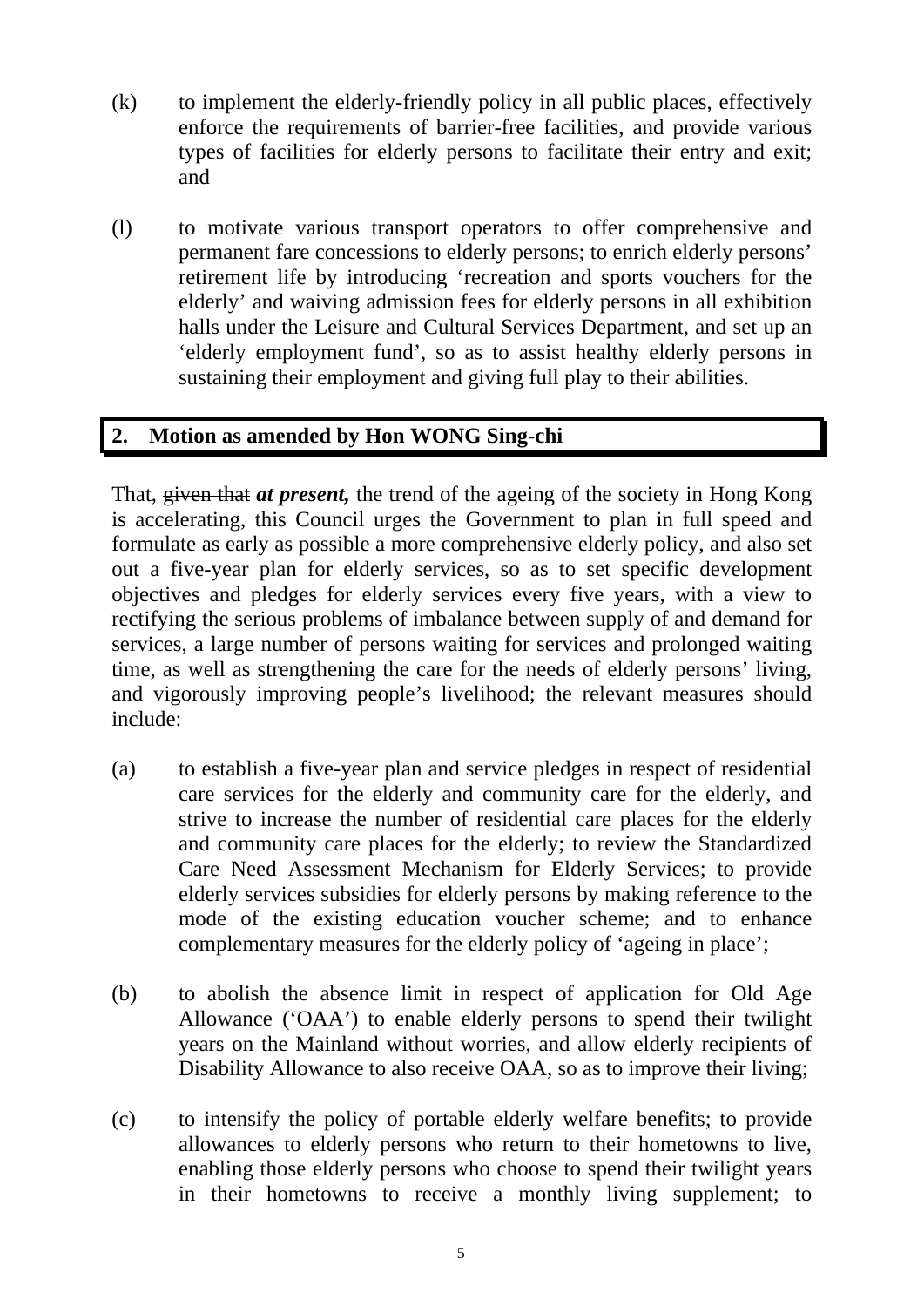(k) to implement the elderly-friendly policy in all public places, effectively enforce the requirements of barrier-free facilities, and provide various types of facilities for elderly persons to facilitate their entry and exit; and

(l) to motivate various transport operators to offer comprehensive and permanent fare concessions to elderly persons; to enrich elderly persons' retirement life by introducing 'recreation and sports vouchers for the elderly' and waiving admission fees for elderly persons in all exhibition halls under the Leisure and Cultural Services Department, and set up an 'elderly employment fund', so as to assist healthy elderly persons in sustaining their employment and giving full play to their abilities.

## 2. Motion as amended by Hon WONG Sing-chi

That, ~~given that~~ ***at present,*** the trend of the ageing of the society in Hong Kong is accelerating, this Council urges the Government to plan in full speed and formulate as early as possible a more comprehensive elderly policy, and also set out a five-year plan for elderly services, so as to set specific development objectives and pledges for elderly services every five years, with a view to rectifying the serious problems of imbalance between supply of and demand for services, a large number of persons waiting for services and prolonged waiting time, as well as strengthening the care for the needs of elderly persons' living, and vigorously improving people's livelihood; the relevant measures should include:

(a) to establish a five-year plan and service pledges in respect of residential care services for the elderly and community care for the elderly, and strive to increase the number of residential care places for the elderly and community care places for the elderly; to review the Standardized Care Need Assessment Mechanism for Elderly Services; to provide elderly services subsidies for elderly persons by making reference to the mode of the existing education voucher scheme; and to enhance complementary measures for the elderly policy of 'ageing in place';

(b) to abolish the absence limit in respect of application for Old Age Allowance ('OAA') to enable elderly persons to spend their twilight years on the Mainland without worries, and allow elderly recipients of Disability Allowance to also receive OAA, so as to improve their living;

(c) to intensify the policy of portable elderly welfare benefits; to provide allowances to elderly persons who return to their hometowns to live, enabling those elderly persons who choose to spend their twilight years in their hometowns to receive a monthly living supplement; to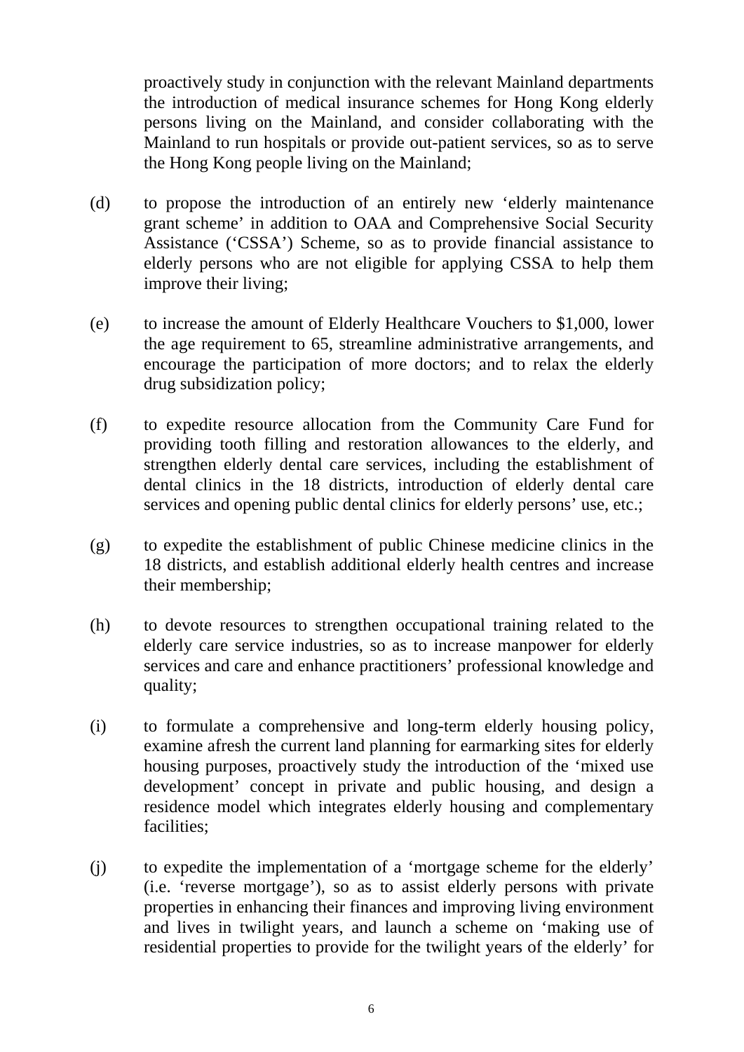proactively study in conjunction with the relevant Mainland departments the introduction of medical insurance schemes for Hong Kong elderly persons living on the Mainland, and consider collaborating with the Mainland to run hospitals or provide out-patient services, so as to serve the Hong Kong people living on the Mainland;

(d) to propose the introduction of an entirely new 'elderly maintenance grant scheme' in addition to OAA and Comprehensive Social Security Assistance ('CSSA') Scheme, so as to provide financial assistance to elderly persons who are not eligible for applying CSSA to help them improve their living;

(e) to increase the amount of Elderly Healthcare Vouchers to $1,000, lower the age requirement to 65, streamline administrative arrangements, and encourage the participation of more doctors; and to relax the elderly drug subsidization policy;

(f) to expedite resource allocation from the Community Care Fund for providing tooth filling and restoration allowances to the elderly, and strengthen elderly dental care services, including the establishment of dental clinics in the 18 districts, introduction of elderly dental care services and opening public dental clinics for elderly persons' use, etc.;

(g) to expedite the establishment of public Chinese medicine clinics in the 18 districts, and establish additional elderly health centres and increase their membership;

(h) to devote resources to strengthen occupational training related to the elderly care service industries, so as to increase manpower for elderly services and care and enhance practitioners' professional knowledge and quality;

(i) to formulate a comprehensive and long-term elderly housing policy, examine afresh the current land planning for earmarking sites for elderly housing purposes, proactively study the introduction of the 'mixed use development' concept in private and public housing, and design a residence model which integrates elderly housing and complementary facilities;

(j) to expedite the implementation of a 'mortgage scheme for the elderly' (i.e. 'reverse mortgage'), so as to assist elderly persons with private properties in enhancing their finances and improving living environment and lives in twilight years, and launch a scheme on 'making use of residential properties to provide for the twilight years of the elderly' for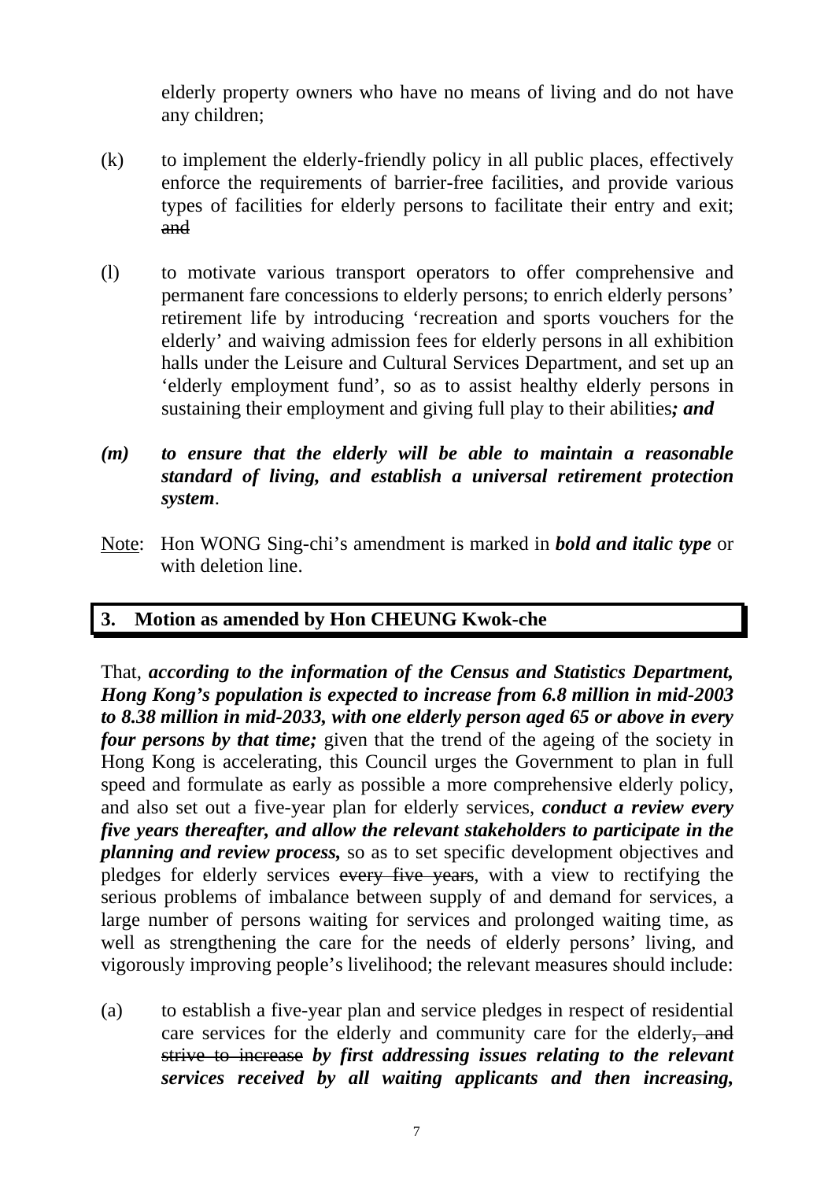elderly property owners who have no means of living and do not have any children;

(k) to implement the elderly-friendly policy in all public places, effectively enforce the requirements of barrier-free facilities, and provide various types of facilities for elderly persons to facilitate their entry and exit; ~~and~~

(l) to motivate various transport operators to offer comprehensive and permanent fare concessions to elderly persons; to enrich elderly persons' retirement life by introducing 'recreation and sports vouchers for the elderly' and waiving admission fees for elderly persons in all exhibition halls under the Leisure and Cultural Services Department, and set up an 'elderly employment fund', so as to assist healthy elderly persons in sustaining their employment and giving full play to their abilities***; and***

***(m) to ensure that the elderly will be able to maintain a reasonable standard of living, and establish a universal retirement protection system***.

Note: Hon WONG Sing-chi's amendment is marked in ***bold and italic type*** or with deletion line.

## 3. Motion as amended by Hon CHEUNG Kwok-che

That, ***according to the information of the Census and Statistics Department, Hong Kong's population is expected to increase from 6.8 million in mid-2003 to 8.38 million in mid-2033, with one elderly person aged 65 or above in every four persons by that time;*** given that the trend of the ageing of the society in Hong Kong is accelerating, this Council urges the Government to plan in full speed and formulate as early as possible a more comprehensive elderly policy, and also set out a five-year plan for elderly services, ***conduct a review every five years thereafter, and allow the relevant stakeholders to participate in the planning and review process,*** so as to set specific development objectives and pledges for elderly services ~~every five years~~, with a view to rectifying the serious problems of imbalance between supply of and demand for services, a large number of persons waiting for services and prolonged waiting time, as well as strengthening the care for the needs of elderly persons' living, and vigorously improving people's livelihood; the relevant measures should include:

(a) to establish a five-year plan and service pledges in respect of residential care services for the elderly and community care for the elderly~~, and strive to increase~~ ***by first addressing issues relating to the relevant services received by all waiting applicants and then increasing,***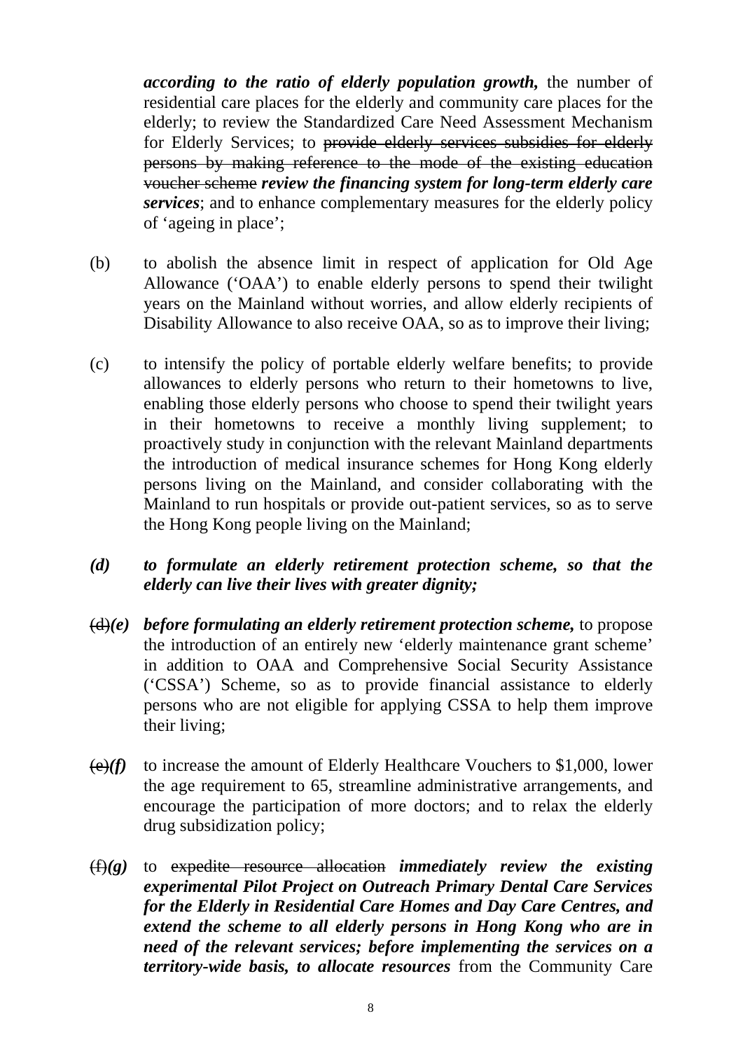***according to the ratio of elderly population growth,*** the number of residential care places for the elderly and community care places for the elderly; to review the Standardized Care Need Assessment Mechanism for Elderly Services; to ~~provide elderly services subsidies for elderly persons by making reference to the mode of the existing education voucher scheme~~ ***review the financing system for long-term elderly care services***; and to enhance complementary measures for the elderly policy of 'ageing in place';

(b) to abolish the absence limit in respect of application for Old Age Allowance ('OAA') to enable elderly persons to spend their twilight years on the Mainland without worries, and allow elderly recipients of Disability Allowance to also receive OAA, so as to improve their living;

(c) to intensify the policy of portable elderly welfare benefits; to provide allowances to elderly persons who return to their hometowns to live, enabling those elderly persons who choose to spend their twilight years in their hometowns to receive a monthly living supplement; to proactively study in conjunction with the relevant Mainland departments the introduction of medical insurance schemes for Hong Kong elderly persons living on the Mainland, and consider collaborating with the Mainland to run hospitals or provide out-patient services, so as to serve the Hong Kong people living on the Mainland;

***(d) to formulate an elderly retirement protection scheme, so that the elderly can live their lives with greater dignity;***

~~(d)~~***(e)*** ***before formulating an elderly retirement protection scheme,*** to propose the introduction of an entirely new 'elderly maintenance grant scheme' in addition to OAA and Comprehensive Social Security Assistance ('CSSA') Scheme, so as to provide financial assistance to elderly persons who are not eligible for applying CSSA to help them improve their living;

~~(e)~~***(f)*** to increase the amount of Elderly Healthcare Vouchers to $1,000, lower the age requirement to 65, streamline administrative arrangements, and encourage the participation of more doctors; and to relax the elderly drug subsidization policy;

~~(f)~~***(g)*** to ~~expedite resource allocation~~ ***immediately review the existing experimental Pilot Project on Outreach Primary Dental Care Services for the Elderly in Residential Care Homes and Day Care Centres, and extend the scheme to all elderly persons in Hong Kong who are in need of the relevant services; before implementing the services on a territory-wide basis, to allocate resources*** from the Community Care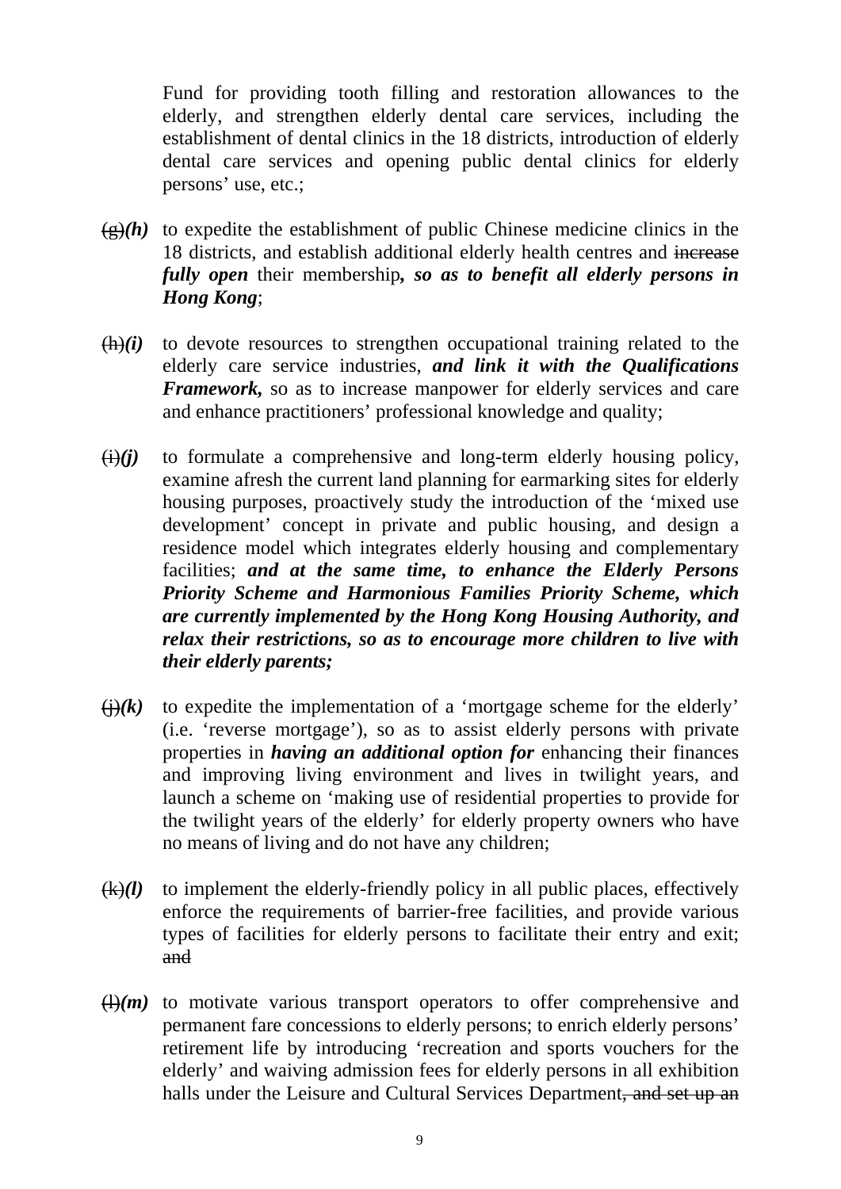Fund for providing tooth filling and restoration allowances to the elderly, and strengthen elderly dental care services, including the establishment of dental clinics in the 18 districts, introduction of elderly dental care services and opening public dental clinics for elderly persons' use, etc.;

~~(g)~~***(h)*** to expedite the establishment of public Chinese medicine clinics in the 18 districts, and establish additional elderly health centres and ~~increase~~ ***fully open*** their membership***, so as to benefit all elderly persons in Hong Kong***;

~~(h)~~***(i)*** to devote resources to strengthen occupational training related to the elderly care service industries, ***and link it with the Qualifications Framework,*** so as to increase manpower for elderly services and care and enhance practitioners' professional knowledge and quality;

~~(i)~~***(j)*** to formulate a comprehensive and long-term elderly housing policy, examine afresh the current land planning for earmarking sites for elderly housing purposes, proactively study the introduction of the 'mixed use development' concept in private and public housing, and design a residence model which integrates elderly housing and complementary facilities; ***and at the same time, to enhance the Elderly Persons Priority Scheme and Harmonious Families Priority Scheme, which are currently implemented by the Hong Kong Housing Authority, and relax their restrictions, so as to encourage more children to live with their elderly parents;***

~~(j)~~***(k)*** to expedite the implementation of a 'mortgage scheme for the elderly' (i.e. 'reverse mortgage'), so as to assist elderly persons with private properties in ***having an additional option for*** enhancing their finances and improving living environment and lives in twilight years, and launch a scheme on 'making use of residential properties to provide for the twilight years of the elderly' for elderly property owners who have no means of living and do not have any children;

~~(k)~~***(l)*** to implement the elderly-friendly policy in all public places, effectively enforce the requirements of barrier-free facilities, and provide various types of facilities for elderly persons to facilitate their entry and exit; ~~and~~

~~(l)~~***(m)*** to motivate various transport operators to offer comprehensive and permanent fare concessions to elderly persons; to enrich elderly persons' retirement life by introducing 'recreation and sports vouchers for the elderly' and waiving admission fees for elderly persons in all exhibition halls under the Leisure and Cultural Services Department~~, and set up an~~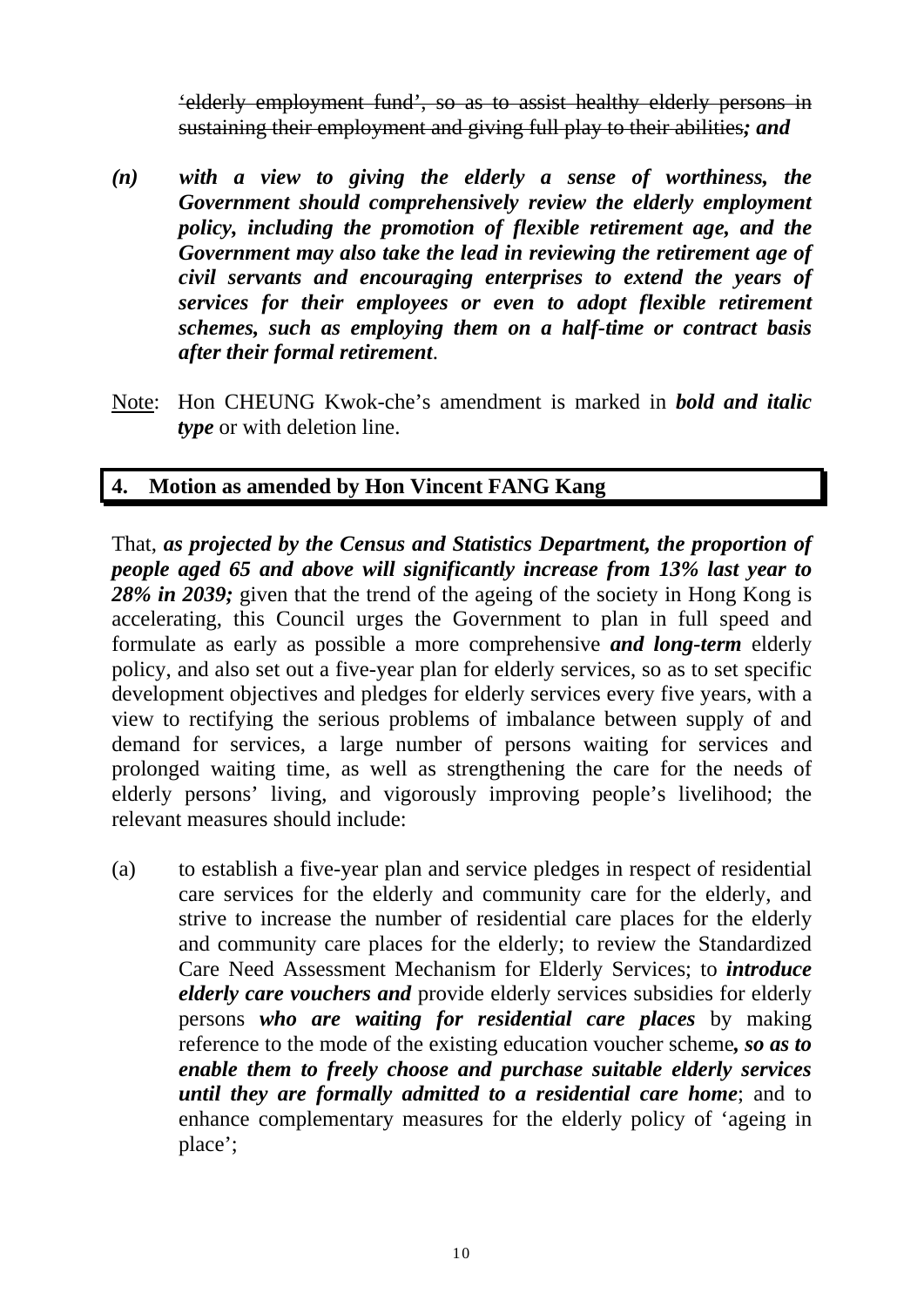~~'elderly employment fund', so as to assist healthy elderly persons in sustaining their employment and giving full play to their abilities~~***; and***

***(n)*** ***with a view to giving the elderly a sense of worthiness, the Government should comprehensively review the elderly employment policy, including the promotion of flexible retirement age, and the Government may also take the lead in reviewing the retirement age of civil servants and encouraging enterprises to extend the years of services for their employees or even to adopt flexible retirement schemes, such as employing them on a half-time or contract basis after their formal retirement***.

Note: Hon CHEUNG Kwok-che's amendment is marked in ***bold and italic type*** or with deletion line.

## 4. Motion as amended by Hon Vincent FANG Kang

That, ***as projected by the Census and Statistics Department, the proportion of people aged 65 and above will significantly increase from 13% last year to 28% in 2039;*** given that the trend of the ageing of the society in Hong Kong is accelerating, this Council urges the Government to plan in full speed and formulate as early as possible a more comprehensive ***and long-term*** elderly policy, and also set out a five-year plan for elderly services, so as to set specific development objectives and pledges for elderly services every five years, with a view to rectifying the serious problems of imbalance between supply of and demand for services, a large number of persons waiting for services and prolonged waiting time, as well as strengthening the care for the needs of elderly persons' living, and vigorously improving people's livelihood; the relevant measures should include:

(a) to establish a five-year plan and service pledges in respect of residential care services for the elderly and community care for the elderly, and strive to increase the number of residential care places for the elderly and community care places for the elderly; to review the Standardized Care Need Assessment Mechanism for Elderly Services; to ***introduce elderly care vouchers and*** provide elderly services subsidies for elderly persons ***who are waiting for residential care places*** by making reference to the mode of the existing education voucher scheme***, so as to enable them to freely choose and purchase suitable elderly services until they are formally admitted to a residential care home***; and to enhance complementary measures for the elderly policy of 'ageing in place';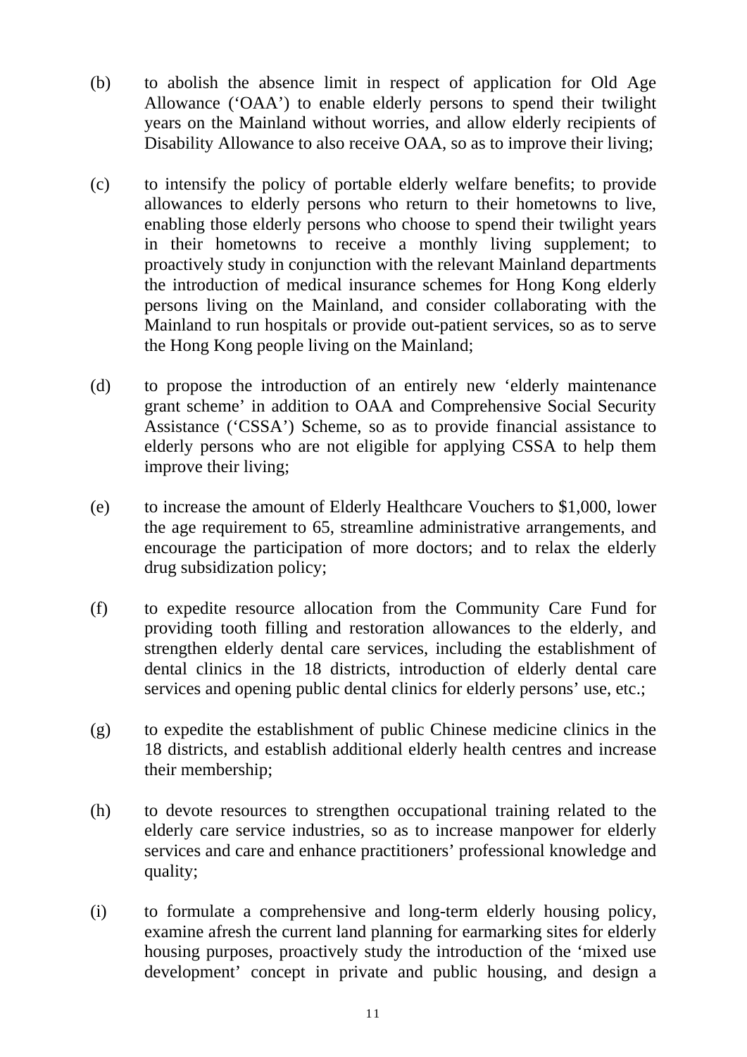(b) to abolish the absence limit in respect of application for Old Age Allowance ('OAA') to enable elderly persons to spend their twilight years on the Mainland without worries, and allow elderly recipients of Disability Allowance to also receive OAA, so as to improve their living;

(c) to intensify the policy of portable elderly welfare benefits; to provide allowances to elderly persons who return to their hometowns to live, enabling those elderly persons who choose to spend their twilight years in their hometowns to receive a monthly living supplement; to proactively study in conjunction with the relevant Mainland departments the introduction of medical insurance schemes for Hong Kong elderly persons living on the Mainland, and consider collaborating with the Mainland to run hospitals or provide out-patient services, so as to serve the Hong Kong people living on the Mainland;

(d) to propose the introduction of an entirely new 'elderly maintenance grant scheme' in addition to OAA and Comprehensive Social Security Assistance ('CSSA') Scheme, so as to provide financial assistance to elderly persons who are not eligible for applying CSSA to help them improve their living;

(e) to increase the amount of Elderly Healthcare Vouchers to $1,000, lower the age requirement to 65, streamline administrative arrangements, and encourage the participation of more doctors; and to relax the elderly drug subsidization policy;

(f) to expedite resource allocation from the Community Care Fund for providing tooth filling and restoration allowances to the elderly, and strengthen elderly dental care services, including the establishment of dental clinics in the 18 districts, introduction of elderly dental care services and opening public dental clinics for elderly persons' use, etc.;

(g) to expedite the establishment of public Chinese medicine clinics in the 18 districts, and establish additional elderly health centres and increase their membership;

(h) to devote resources to strengthen occupational training related to the elderly care service industries, so as to increase manpower for elderly services and care and enhance practitioners' professional knowledge and quality;

(i) to formulate a comprehensive and long-term elderly housing policy, examine afresh the current land planning for earmarking sites for elderly housing purposes, proactively study the introduction of the 'mixed use development' concept in private and public housing, and design a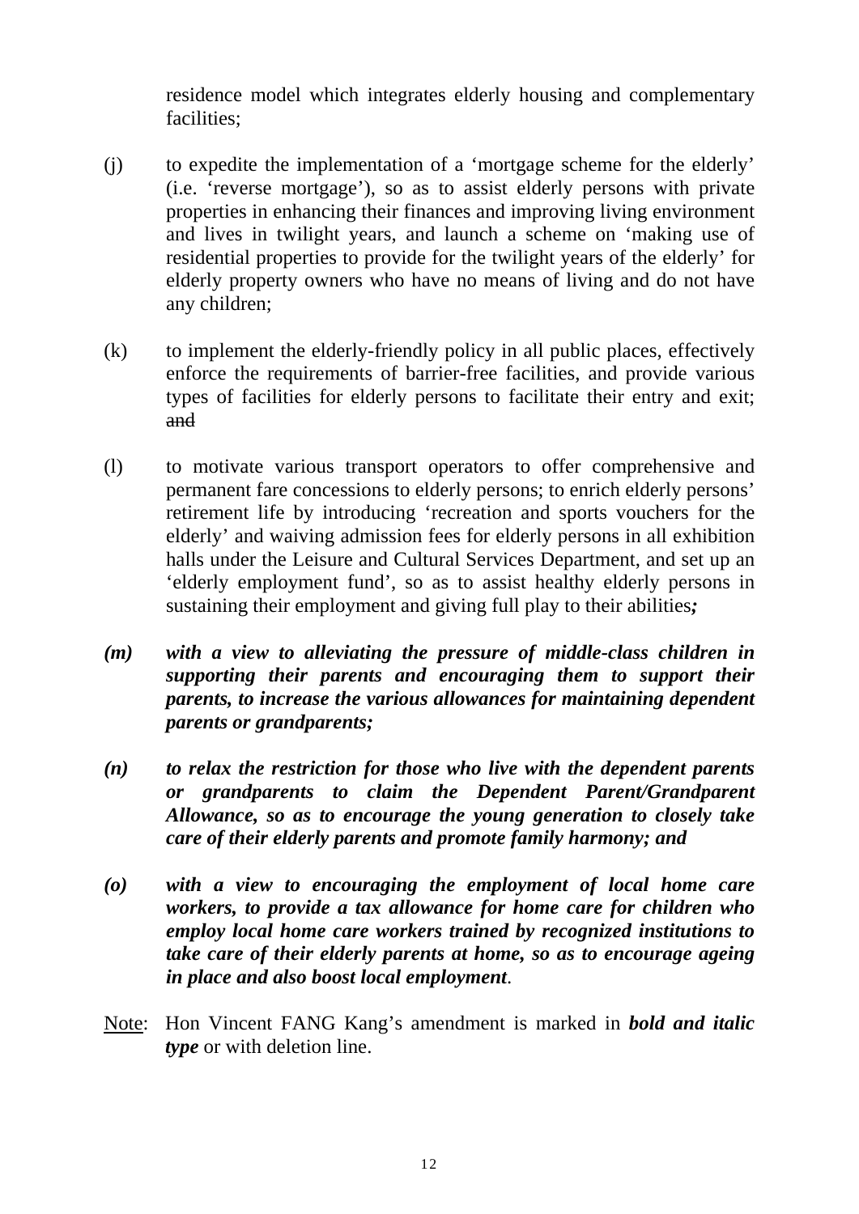residence model which integrates elderly housing and complementary facilities;

(j) to expedite the implementation of a 'mortgage scheme for the elderly' (i.e. 'reverse mortgage'), so as to assist elderly persons with private properties in enhancing their finances and improving living environment and lives in twilight years, and launch a scheme on 'making use of residential properties to provide for the twilight years of the elderly' for elderly property owners who have no means of living and do not have any children;

(k) to implement the elderly-friendly policy in all public places, effectively enforce the requirements of barrier-free facilities, and provide various types of facilities for elderly persons to facilitate their entry and exit; ~~and~~

(l) to motivate various transport operators to offer comprehensive and permanent fare concessions to elderly persons; to enrich elderly persons' retirement life by introducing 'recreation and sports vouchers for the elderly' and waiving admission fees for elderly persons in all exhibition halls under the Leisure and Cultural Services Department, and set up an 'elderly employment fund', so as to assist healthy elderly persons in sustaining their employment and giving full play to their abilities***;***

***(m) with a view to alleviating the pressure of middle-class children in supporting their parents and encouraging them to support their parents, to increase the various allowances for maintaining dependent parents or grandparents;***

***(n) to relax the restriction for those who live with the dependent parents or grandparents to claim the Dependent Parent/Grandparent Allowance, so as to encourage the young generation to closely take care of their elderly parents and promote family harmony; and***

***(o) with a view to encouraging the employment of local home care workers, to provide a tax allowance for home care for children who employ local home care workers trained by recognized institutions to take care of their elderly parents at home, so as to encourage ageing in place and also boost local employment***.

Note: Hon Vincent FANG Kang's amendment is marked in ***bold and italic type*** or with deletion line.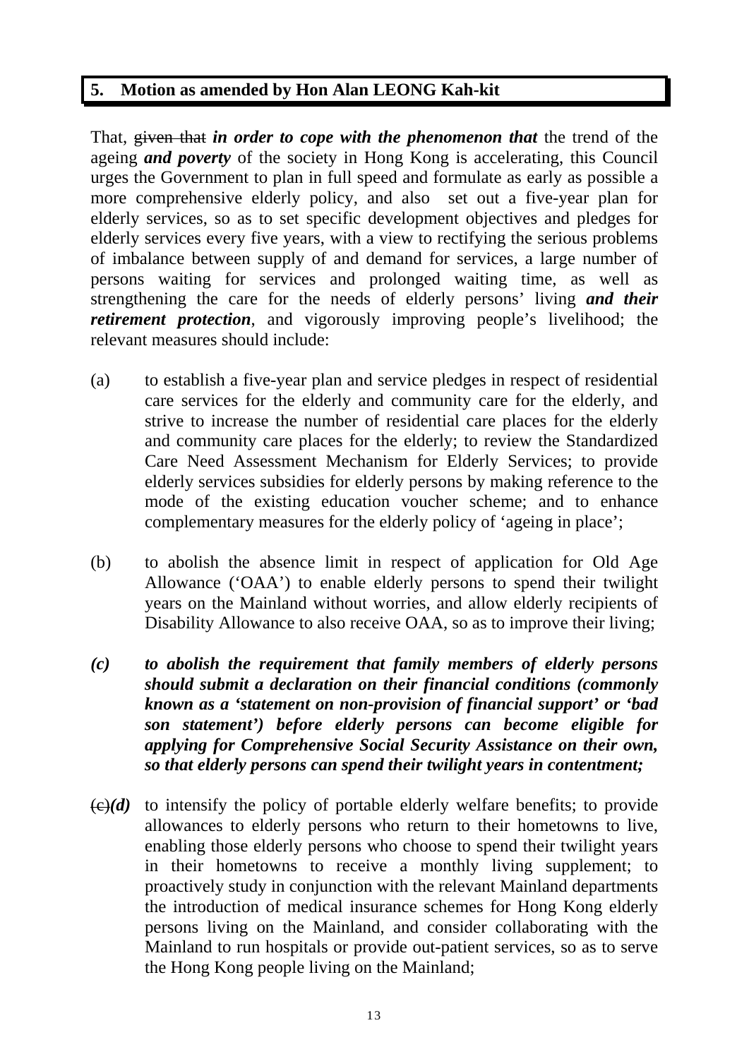## 5. Motion as amended by Hon Alan LEONG Kah-kit

That, ~~given that~~ ***in order to cope with the phenomenon that*** the trend of the ageing ***and poverty*** of the society in Hong Kong is accelerating, this Council urges the Government to plan in full speed and formulate as early as possible a more comprehensive elderly policy, and also set out a five-year plan for elderly services, so as to set specific development objectives and pledges for elderly services every five years, with a view to rectifying the serious problems of imbalance between supply of and demand for services, a large number of persons waiting for services and prolonged waiting time, as well as strengthening the care for the needs of elderly persons' living ***and their retirement protection***, and vigorously improving people's livelihood; the relevant measures should include:

(a) to establish a five-year plan and service pledges in respect of residential care services for the elderly and community care for the elderly, and strive to increase the number of residential care places for the elderly and community care places for the elderly; to review the Standardized Care Need Assessment Mechanism for Elderly Services; to provide elderly services subsidies for elderly persons by making reference to the mode of the existing education voucher scheme; and to enhance complementary measures for the elderly policy of 'ageing in place';

(b) to abolish the absence limit in respect of application for Old Age Allowance ('OAA') to enable elderly persons to spend their twilight years on the Mainland without worries, and allow elderly recipients of Disability Allowance to also receive OAA, so as to improve their living;

***(c) to abolish the requirement that family members of elderly persons should submit a declaration on their financial conditions (commonly known as a 'statement on non-provision of financial support' or 'bad son statement') before elderly persons can become eligible for applying for Comprehensive Social Security Assistance on their own, so that elderly persons can spend their twilight years in contentment;***

~~(c)~~***(d)*** to intensify the policy of portable elderly welfare benefits; to provide allowances to elderly persons who return to their hometowns to live, enabling those elderly persons who choose to spend their twilight years in their hometowns to receive a monthly living supplement; to proactively study in conjunction with the relevant Mainland departments the introduction of medical insurance schemes for Hong Kong elderly persons living on the Mainland, and consider collaborating with the Mainland to run hospitals or provide out-patient services, so as to serve the Hong Kong people living on the Mainland;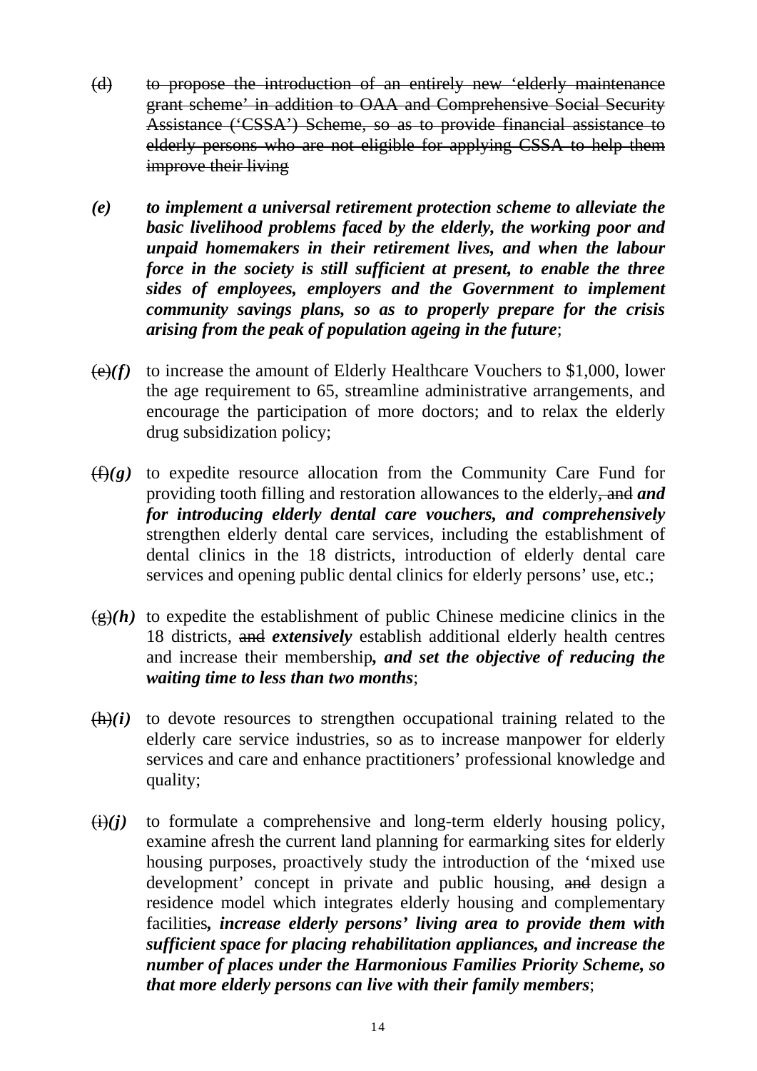~~(d) to propose the introduction of an entirely new 'elderly maintenance grant scheme' in addition to OAA and Comprehensive Social Security Assistance ('CSSA') Scheme, so as to provide financial assistance to elderly persons who are not eligible for applying CSSA to help them improve their living~~

***(e) to implement a universal retirement protection scheme to alleviate the basic livelihood problems faced by the elderly, the working poor and unpaid homemakers in their retirement lives, and when the labour force in the society is still sufficient at present, to enable the three sides of employees, employers and the Government to implement community savings plans, so as to properly prepare for the crisis arising from the peak of population ageing in the future***;

~~(e)~~***(f)*** to increase the amount of Elderly Healthcare Vouchers to $1,000, lower the age requirement to 65, streamline administrative arrangements, and encourage the participation of more doctors; and to relax the elderly drug subsidization policy;

~~(f)~~***(g)*** to expedite resource allocation from the Community Care Fund for providing tooth filling and restoration allowances to the elderly~~, and~~ ***and for introducing elderly dental care vouchers, and comprehensively*** strengthen elderly dental care services, including the establishment of dental clinics in the 18 districts, introduction of elderly dental care services and opening public dental clinics for elderly persons' use, etc.;

~~(g)~~***(h)*** to expedite the establishment of public Chinese medicine clinics in the 18 districts, ~~and~~ ***extensively*** establish additional elderly health centres and increase their membership***, and set the objective of reducing the waiting time to less than two months***;

~~(h)~~***(i)*** to devote resources to strengthen occupational training related to the elderly care service industries, so as to increase manpower for elderly services and care and enhance practitioners' professional knowledge and quality;

~~(i)~~***(j)*** to formulate a comprehensive and long-term elderly housing policy, examine afresh the current land planning for earmarking sites for elderly housing purposes, proactively study the introduction of the 'mixed use development' concept in private and public housing, ~~and~~ design a residence model which integrates elderly housing and complementary facilities***, increase elderly persons' living area to provide them with sufficient space for placing rehabilitation appliances, and increase the number of places under the Harmonious Families Priority Scheme, so that more elderly persons can live with their family members***;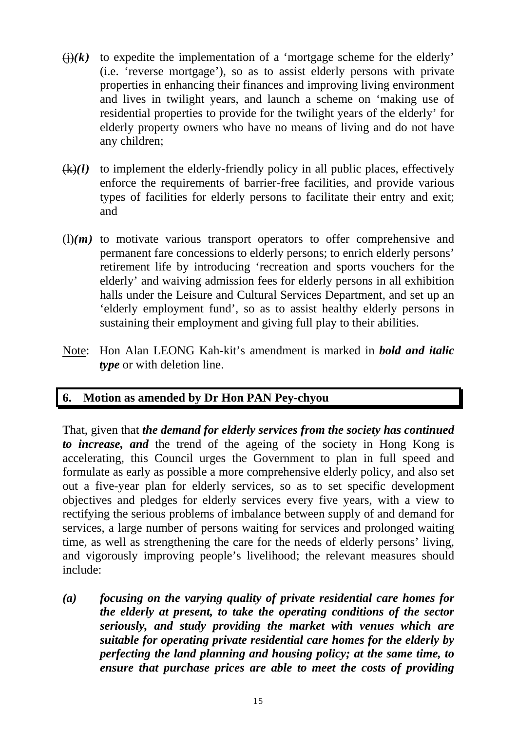~~(j)~~***(k)*** to expedite the implementation of a 'mortgage scheme for the elderly' (i.e. 'reverse mortgage'), so as to assist elderly persons with private properties in enhancing their finances and improving living environment and lives in twilight years, and launch a scheme on 'making use of residential properties to provide for the twilight years of the elderly' for elderly property owners who have no means of living and do not have any children;

~~(k)~~***(l)*** to implement the elderly-friendly policy in all public places, effectively enforce the requirements of barrier-free facilities, and provide various types of facilities for elderly persons to facilitate their entry and exit; and

~~(l)~~***(m)*** to motivate various transport operators to offer comprehensive and permanent fare concessions to elderly persons; to enrich elderly persons' retirement life by introducing 'recreation and sports vouchers for the elderly' and waiving admission fees for elderly persons in all exhibition halls under the Leisure and Cultural Services Department, and set up an 'elderly employment fund', so as to assist healthy elderly persons in sustaining their employment and giving full play to their abilities.

Note: Hon Alan LEONG Kah-kit's amendment is marked in ***bold and italic type*** or with deletion line.

## 6. Motion as amended by Dr Hon PAN Pey-chyou

That, given that ***the demand for elderly services from the society has continued to increase, and*** the trend of the ageing of the society in Hong Kong is accelerating, this Council urges the Government to plan in full speed and formulate as early as possible a more comprehensive elderly policy, and also set out a five-year plan for elderly services, so as to set specific development objectives and pledges for elderly services every five years, with a view to rectifying the serious problems of imbalance between supply of and demand for services, a large number of persons waiting for services and prolonged waiting time, as well as strengthening the care for the needs of elderly persons' living, and vigorously improving people's livelihood; the relevant measures should include:

***(a)*** ***focusing on the varying quality of private residential care homes for the elderly at present, to take the operating conditions of the sector seriously, and study providing the market with venues which are suitable for operating private residential care homes for the elderly by perfecting the land planning and housing policy; at the same time, to ensure that purchase prices are able to meet the costs of providing***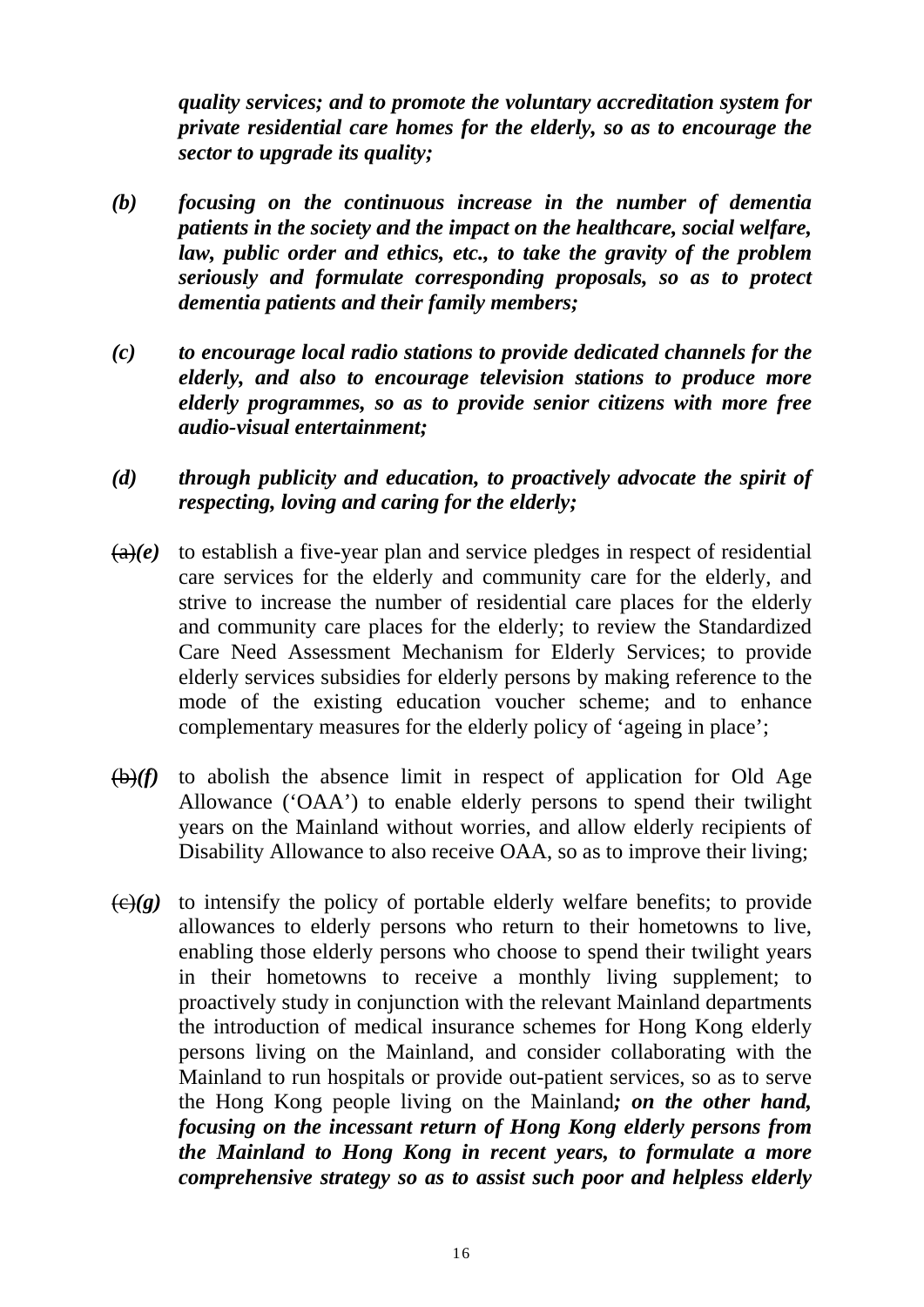***quality services; and to promote the voluntary accreditation system for private residential care homes for the elderly, so as to encourage the sector to upgrade its quality;***

***(b)*** ***focusing on the continuous increase in the number of dementia patients in the society and the impact on the healthcare, social welfare, law, public order and ethics, etc., to take the gravity of the problem seriously and formulate corresponding proposals, so as to protect dementia patients and their family members;***

***(c)*** ***to encourage local radio stations to provide dedicated channels for the elderly, and also to encourage television stations to produce more elderly programmes, so as to provide senior citizens with more free audio-visual entertainment;***

***(d)*** ***through publicity and education, to proactively advocate the spirit of respecting, loving and caring for the elderly;***

~~(a)~~***(e)*** to establish a five-year plan and service pledges in respect of residential care services for the elderly and community care for the elderly, and strive to increase the number of residential care places for the elderly and community care places for the elderly; to review the Standardized Care Need Assessment Mechanism for Elderly Services; to provide elderly services subsidies for elderly persons by making reference to the mode of the existing education voucher scheme; and to enhance complementary measures for the elderly policy of 'ageing in place';

~~(b)~~***(f)*** to abolish the absence limit in respect of application for Old Age Allowance ('OAA') to enable elderly persons to spend their twilight years on the Mainland without worries, and allow elderly recipients of Disability Allowance to also receive OAA, so as to improve their living;

~~(c)~~***(g)*** to intensify the policy of portable elderly welfare benefits; to provide allowances to elderly persons who return to their hometowns to live, enabling those elderly persons who choose to spend their twilight years in their hometowns to receive a monthly living supplement; to proactively study in conjunction with the relevant Mainland departments the introduction of medical insurance schemes for Hong Kong elderly persons living on the Mainland, and consider collaborating with the Mainland to run hospitals or provide out-patient services, so as to serve the Hong Kong people living on the Mainland***; on the other hand, focusing on the incessant return of Hong Kong elderly persons from the Mainland to Hong Kong in recent years, to formulate a more comprehensive strategy so as to assist such poor and helpless elderly***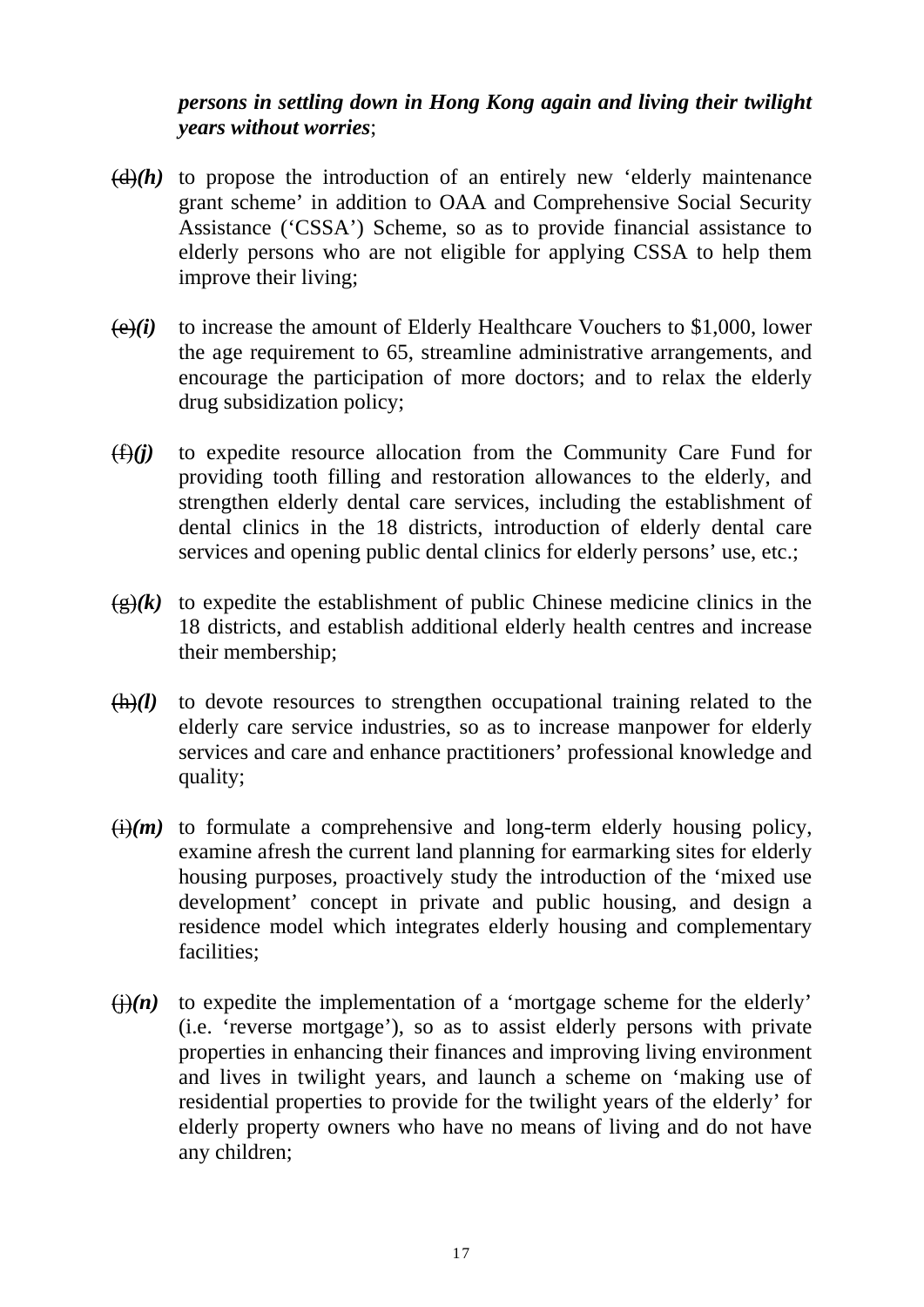***persons in settling down in Hong Kong again and living their twilight years without worries***;

~~(d)~~***(h)*** to propose the introduction of an entirely new 'elderly maintenance grant scheme' in addition to OAA and Comprehensive Social Security Assistance ('CSSA') Scheme, so as to provide financial assistance to elderly persons who are not eligible for applying CSSA to help them improve their living;

~~(e)~~***(i)*** to increase the amount of Elderly Healthcare Vouchers to $1,000, lower the age requirement to 65, streamline administrative arrangements, and encourage the participation of more doctors; and to relax the elderly drug subsidization policy;

~~(f)~~***(j)*** to expedite resource allocation from the Community Care Fund for providing tooth filling and restoration allowances to the elderly, and strengthen elderly dental care services, including the establishment of dental clinics in the 18 districts, introduction of elderly dental care services and opening public dental clinics for elderly persons' use, etc.;

~~(g)~~***(k)*** to expedite the establishment of public Chinese medicine clinics in the 18 districts, and establish additional elderly health centres and increase their membership;

~~(h)~~***(l)*** to devote resources to strengthen occupational training related to the elderly care service industries, so as to increase manpower for elderly services and care and enhance practitioners' professional knowledge and quality;

~~(i)~~***(m)*** to formulate a comprehensive and long-term elderly housing policy, examine afresh the current land planning for earmarking sites for elderly housing purposes, proactively study the introduction of the 'mixed use development' concept in private and public housing, and design a residence model which integrates elderly housing and complementary facilities;

~~(j)~~***(n)*** to expedite the implementation of a 'mortgage scheme for the elderly' (i.e. 'reverse mortgage'), so as to assist elderly persons with private properties in enhancing their finances and improving living environment and lives in twilight years, and launch a scheme on 'making use of residential properties to provide for the twilight years of the elderly' for elderly property owners who have no means of living and do not have any children;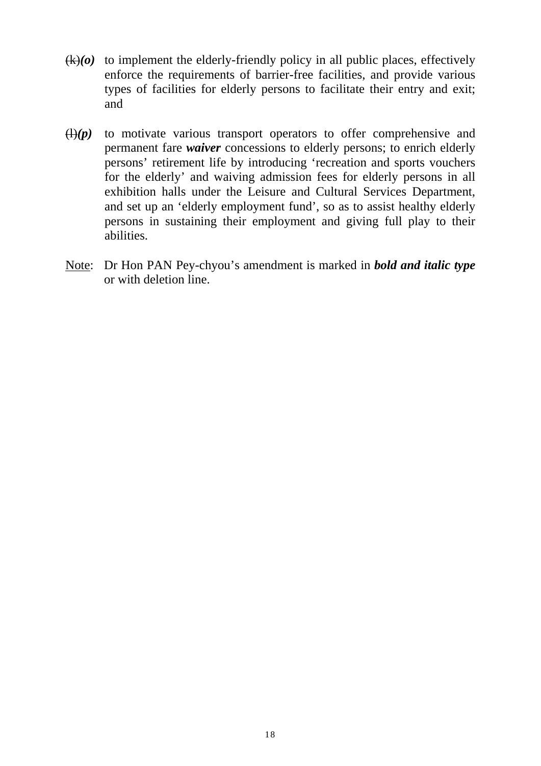~~(k)~~***(o)*** to implement the elderly-friendly policy in all public places, effectively enforce the requirements of barrier-free facilities, and provide various types of facilities for elderly persons to facilitate their entry and exit; and

~~(l)~~***(p)*** to motivate various transport operators to offer comprehensive and permanent fare ***waiver*** concessions to elderly persons; to enrich elderly persons' retirement life by introducing 'recreation and sports vouchers for the elderly' and waiving admission fees for elderly persons in all exhibition halls under the Leisure and Cultural Services Department, and set up an 'elderly employment fund', so as to assist healthy elderly persons in sustaining their employment and giving full play to their abilities.

<u>Note</u>: Dr Hon PAN Pey-chyou's amendment is marked in ***bold and italic type*** or with deletion line.